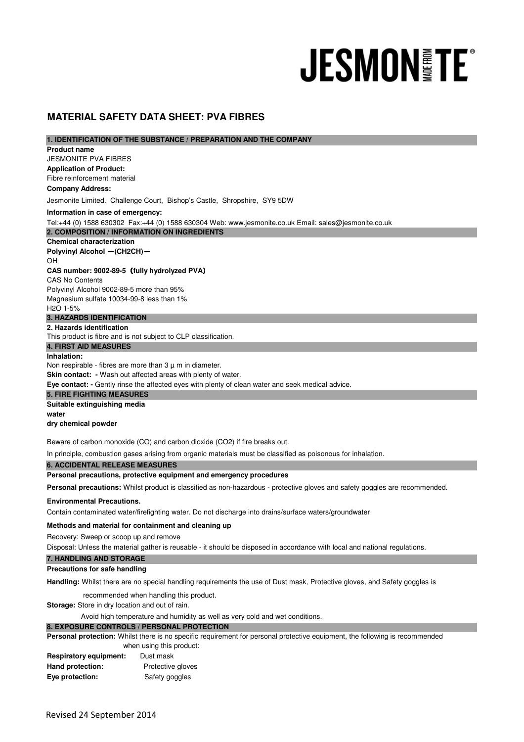# JESMONITE

## MATERIAL SAFETY DATA SHEET: PVA FIBRES

### 1. IDENTIFICATION OF THE SUBSTANCE / PREPARATION AND THE COMPANY

**Product name**

JESMONITE PVA FIBRES

**Application of Product:**

Fibre reinforcement material

**Company Address:**

Jesmonite Limited. Challenge Court, Bishop's Castle, Shropshire, SY9 5DW

**Information in case of emergency:**

Tel:+44 (0) 1588 630302 Fax:+44 (0) 1588 630304 Web: www.jesmonite.co.uk Email: sales@jesmonite.co.uk

### 2. COMPOSITION / INFORMATION ON INGREDIENTS

**Chemical characterization**

**Polyvinyl Alcohol ー(CH2CH)ー**

OH

**CAS number: 9002-89-5（fully hydrolyzed PVA）**

CAS No Contents

Polyvinyl Alcohol 9002-89-5 more than 95%

Magnesium sulfate 10034-99-8 less than 1%

$H_2O$ 1-5%

### 3. HAZARDS IDENTIFICATION

**2. Hazards identification**

This product is fibre and is not subject to CLP classification.

### 4. FIRST AID MEASURES

**Inhalation:**

Non respirable - fibres are more than 3 µ m in diameter.

**Skin contact: -** Wash out affected areas with plenty of water.

**Eye contact: -** Gently rinse the affected eyes with plenty of clean water and seek medical advice.

### 5. FIRE FIGHTING MEASURES

**Suitable extinguishing media**

**water**

**dry chemical powder**

Beware of carbon monoxide (CO) and carbon dioxide ($CO_2$) if fire breaks out.

In principle, combustion gases arising from organic materials must be classified as poisonous for inhalation.

### 6. ACCIDENTAL RELEASE MEASURES

**Personal precautions, protective equipment and emergency procedures**

**Personal precautions:** Whilst product is classified as non-hazardous - protective gloves and safety goggles are recommended.

**Environmental Precautions.**

Contain contaminated water/firefighting water. Do not discharge into drains/surface waters/groundwater

**Methods and material for containment and cleaning up**

Recovery: Sweep or scoop up and remove

Disposal: Unless the material gather is reusable - it should be disposed in accordance with local and national regulations.

### 7. HANDLING AND STORAGE

**Precautions for safe handling**

**Handling:** Whilst there are no special handling requirements the use of Dust mask, Protective gloves, and Safety goggles is recommended when handling this product.

**Storage:** Store in dry location and out of rain.

Avoid high temperature and humidity as well as very cold and wet conditions.

### 8. EXPOSURE CONTROLS / PERSONAL PROTECTION

**Personal protection:** Whilst there is no specific requirement for personal protective equipment, the following is recommended when using this product:

**Respiratory equipment:** Dust mask

**Hand protection:** Protective gloves

**Eye protection:** Safety goggles

Revised 24 September 2014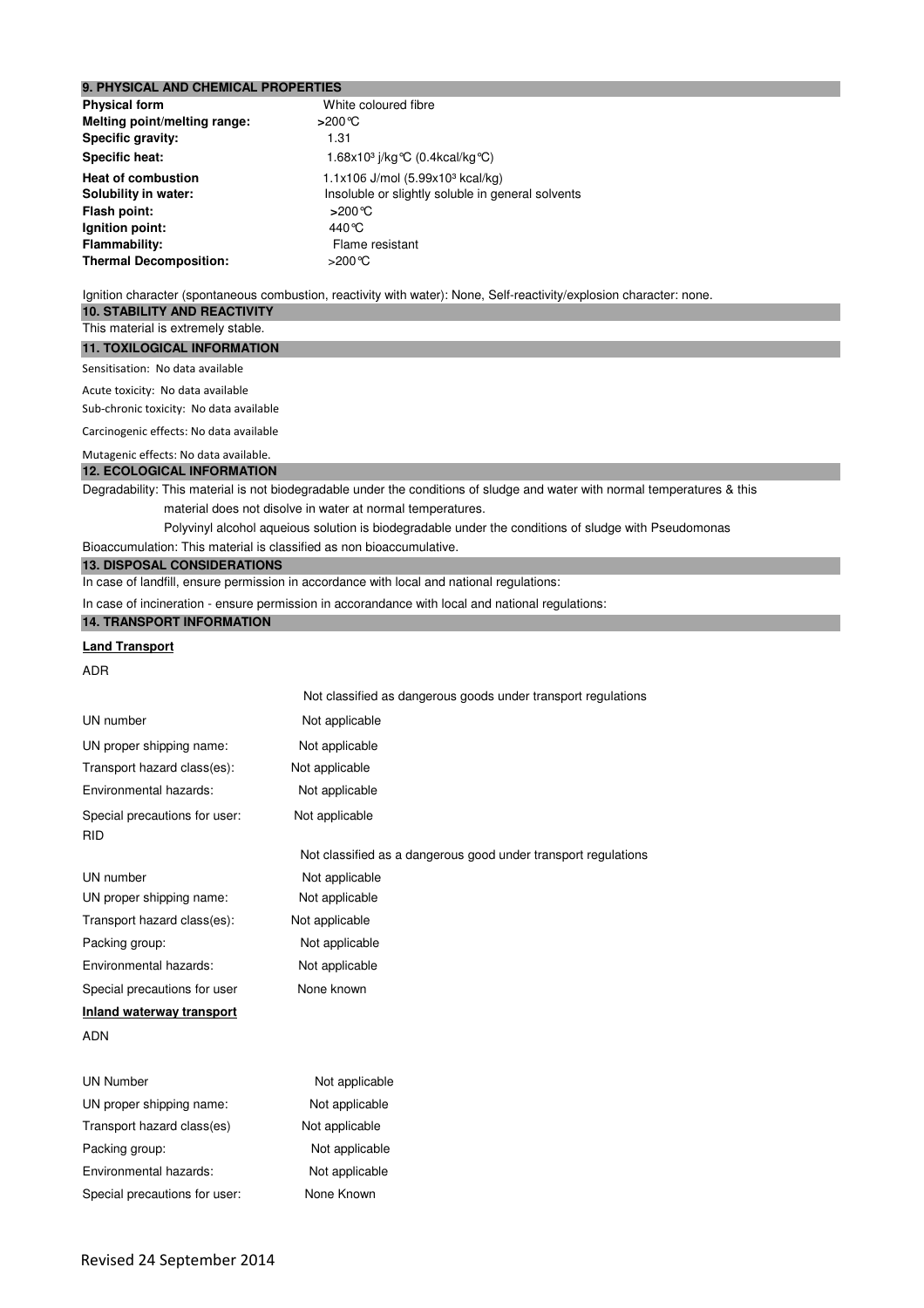## 9. PHYSICAL AND CHEMICAL PROPERTIES

| | |
|---|---|
| **Physical form** | White coloured fibre |
| **Melting point/melting range:** | >200℃ |
| **Specific gravity:** | 1.31 |
| **Specific heat:** | $1.68x10^3$ j/kg℃ (0.4kcal/kg℃) |
| **Heat of combustion** | 1.1x106 J/mol ($5.99x10^3$ kcal/kg) |
| **Solubility in water:** | Insoluble or slightly soluble in general solvents |
| **Flash point:** | >200℃ |
| **Ignition point:** | 440℃ |
| **Flammability:** | Flame resistant |
| **Thermal Decomposition:** | >200℃ |

Ignition character (spontaneous combustion, reactivity with water): None, Self-reactivity/explosion character: none.

## 10. STABILITY AND REACTIVITY

This material is extremely stable.

## 11. TOXILOGICAL INFORMATION

Sensitisation: No data available

Acute toxicity: No data available

Sub-chronic toxicity: No data available

Carcinogenic effects: No data available

Mutagenic effects: No data available.

## 12. ECOLOGICAL INFORMATION

Degradability: This material is not biodegradable under the conditions of sludge and water with normal temperatures & this material does not disolve in water at normal temperatures.

Polyvinyl alcohol aqueious solution is biodegradable under the conditions of sludge with Pseudomonas

Bioaccumulation: This material is classified as non bioaccumulative.

## 13. DISPOSAL CONSIDERATIONS

In case of landfill, ensure permission in accordance with local and national regulations:

In case of incineration - ensure permission in accorandance with local and national regulations:

## 14. TRANSPORT INFORMATION

**Land Transport**

ADR

Not classified as dangerous goods under transport regulations

| | |
|---|---|
| UN number | Not applicable |
| UN proper shipping name: | Not applicable |
| Transport hazard class(es): | Not applicable |
| Environmental hazards: | Not applicable |
| Special precautions for user: | Not applicable |

RID

Not classified as a dangerous good under transport regulations

| | |
|---|---|
| UN number | Not applicable |
| UN proper shipping name: | Not applicable |
| Transport hazard class(es): | Not applicable |
| Packing group: | Not applicable |
| Environmental hazards: | Not applicable |
| Special precautions for user | None known |

**Inland waterway transport**

ADN

| | |
|---|---|
| UN Number | Not applicable |
| UN proper shipping name: | Not applicable |
| Transport hazard class(es) | Not applicable |
| Packing group: | Not applicable |
| Environmental hazards: | Not applicable |
| Special precautions for user: | None Known |

Revised 24 September 2014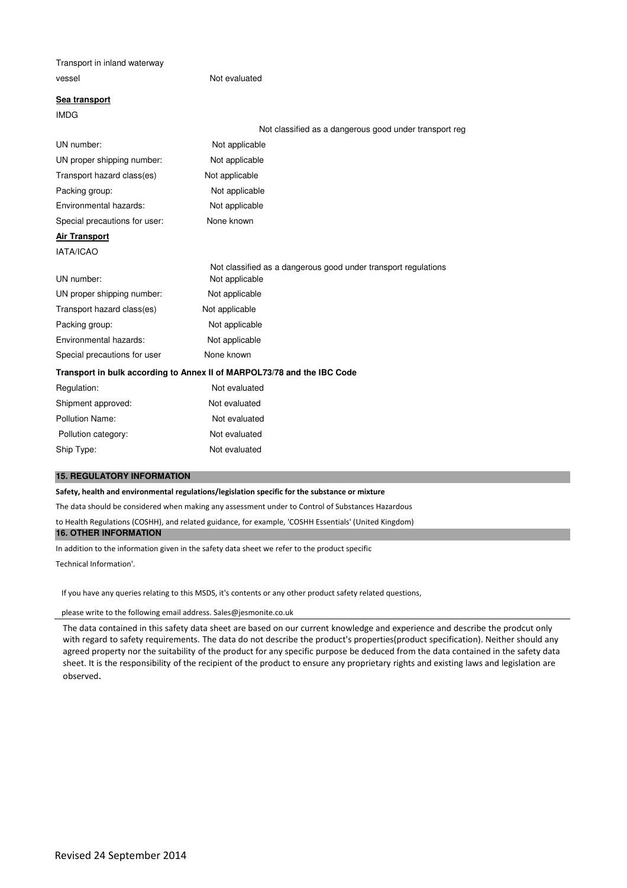Transport in inland waterway vessel: Not evaluated

**Sea transport**

IMDG

Not classified as a dangerous good under transport reg

| | |
|---|---|
| UN number: | Not applicable |
| UN proper shipping number: | Not applicable |
| Transport hazard class(es) | Not applicable |
| Packing group: | Not applicable |
| Environmental hazards: | Not applicable |
| Special precautions for user: | None known |

**Air Transport**

IATA/ICAO

Not classified as a dangerous good under transport regulations

| | |
|---|---|
| UN number: | Not applicable |
| UN proper shipping number: | Not applicable |
| Transport hazard class(es) | Not applicable |
| Packing group: | Not applicable |
| Environmental hazards: | Not applicable |
| Special precautions for user | None known |

**Transport in bulk according to Annex II of MARPOL73/78 and the IBC Code**

| | |
|---|---|
| Regulation: | Not evaluated |
| Shipment approved: | Not evaluated |
| Pollution Name: | Not evaluated |
| Pollution category: | Not evaluated |
| Ship Type: | Not evaluated |

## 15. REGULATORY INFORMATION

**Safety, health and environmental regulations/legislation specific for the substance or mixture**

The data should be considered when making any assessment under to Control of Substances Hazardous to Health Regulations (COSHH), and related guidance, for example, 'COSHH Essentials' (United Kingdom)

## 16. OTHER INFORMATION

In addition to the information given in the safety data sheet we refer to the product specific Technical Information'.

If you have any queries relating to this MSDS, it's contents or any other product safety related questions, please write to the following email address. Sales@jesmonite.co.uk

The data contained in this safety data sheet are based on our current knowledge and experience and describe the prodcut only with regard to safety requirements. The data do not describe the product's properties(product specification). Neither should any agreed property nor the suitability of the product for any specific purpose be deduced from the data contained in the safety data sheet. It is the responsibility of the recipient of the product to ensure any proprietary rights and existing laws and legislation are observed.

Revised 24 September 2014